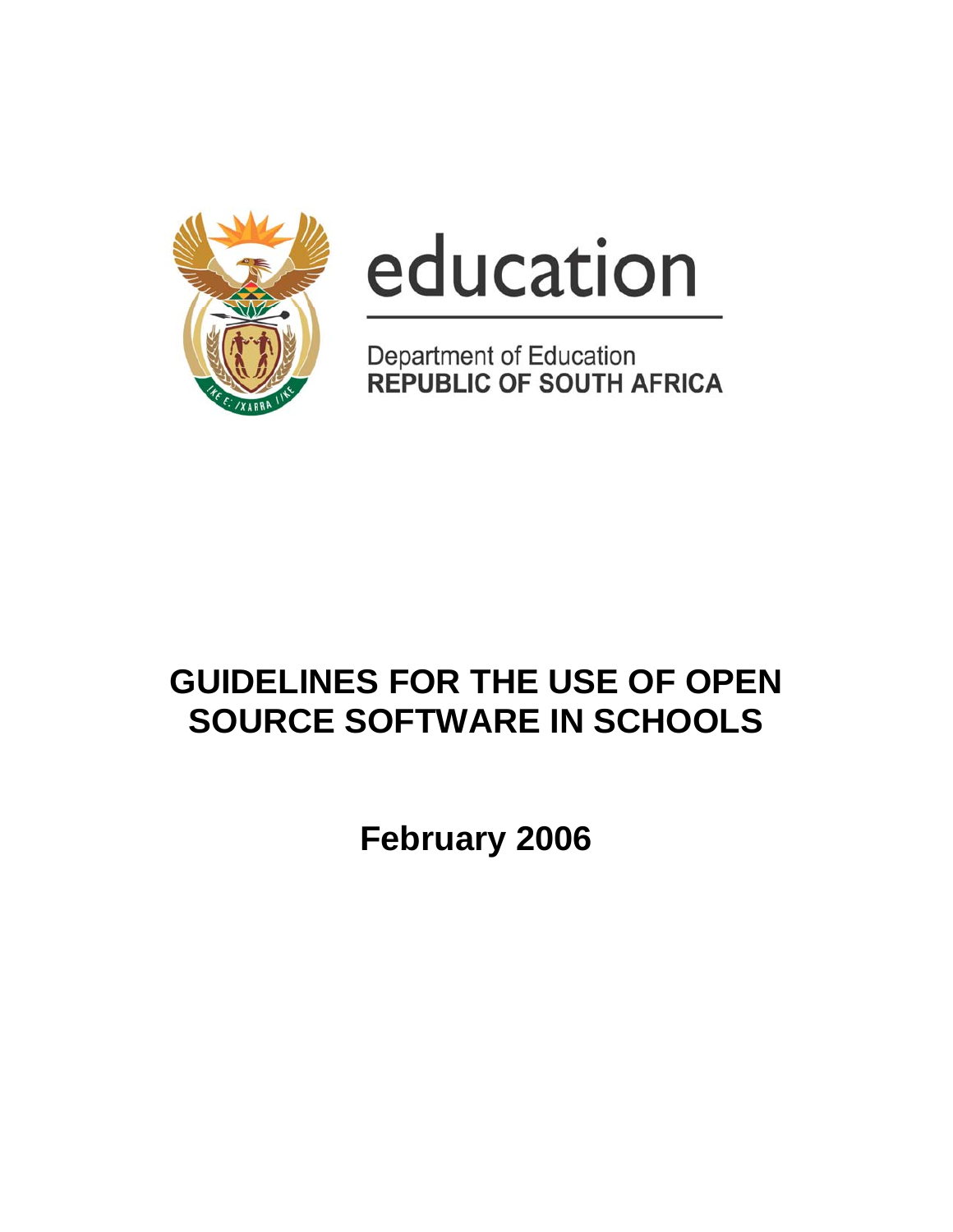education

Department of Education
**REPUBLIC OF SOUTH AFRICA**

# GUIDELINES FOR THE USE OF OPEN SOURCE SOFTWARE IN SCHOOLS

**February 2006**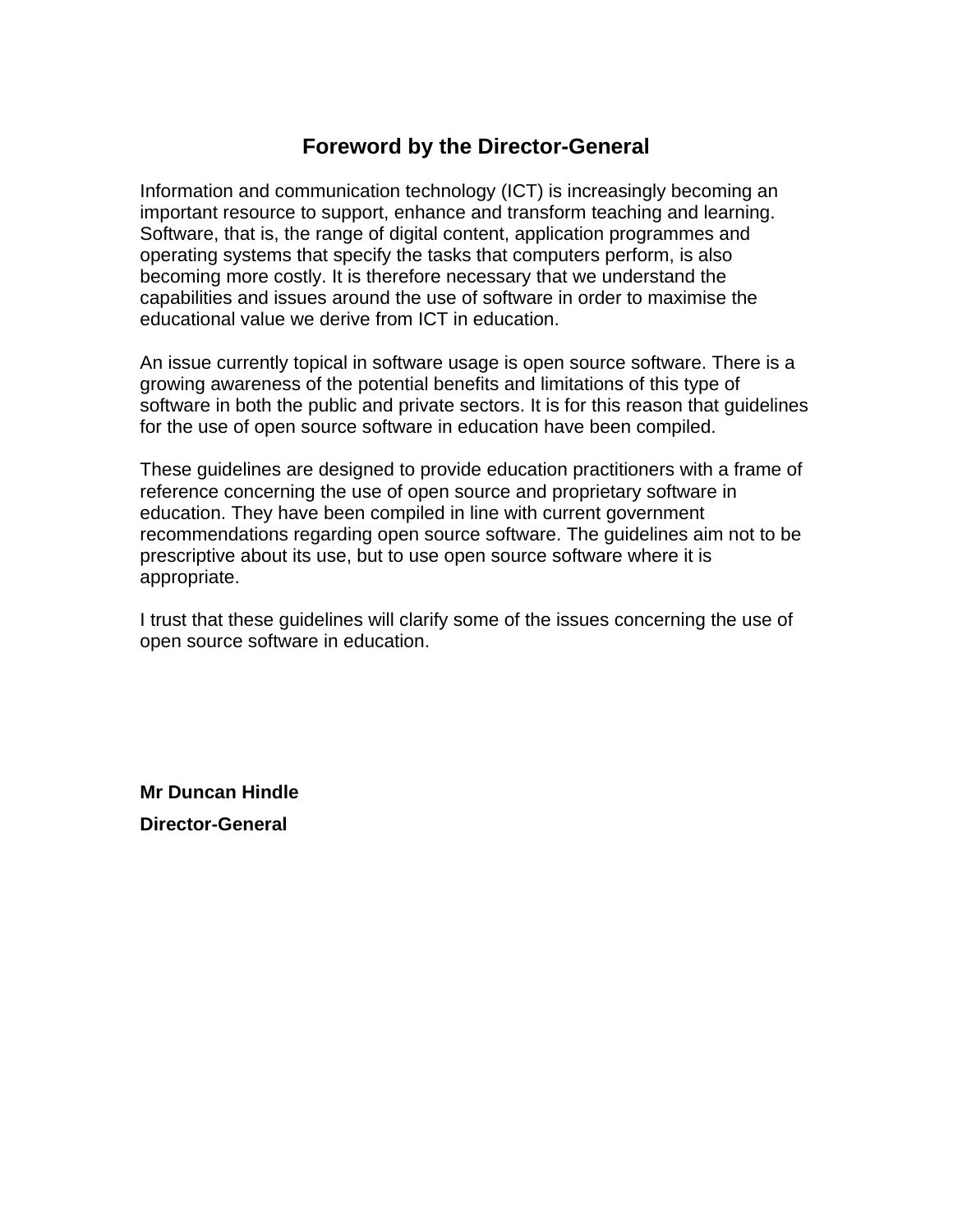# Foreword by the Director-General

Information and communication technology (ICT) is increasingly becoming an important resource to support, enhance and transform teaching and learning. Software, that is, the range of digital content, application programmes and operating systems that specify the tasks that computers perform, is also becoming more costly. It is therefore necessary that we understand the capabilities and issues around the use of software in order to maximise the educational value we derive from ICT in education.

An issue currently topical in software usage is open source software. There is a growing awareness of the potential benefits and limitations of this type of software in both the public and private sectors. It is for this reason that guidelines for the use of open source software in education have been compiled.

These guidelines are designed to provide education practitioners with a frame of reference concerning the use of open source and proprietary software in education. They have been compiled in line with current government recommendations regarding open source software. The guidelines aim not to be prescriptive about its use, but to use open source software where it is appropriate.

I trust that these guidelines will clarify some of the issues concerning the use of open source software in education.

**Mr Duncan Hindle**

**Director-General**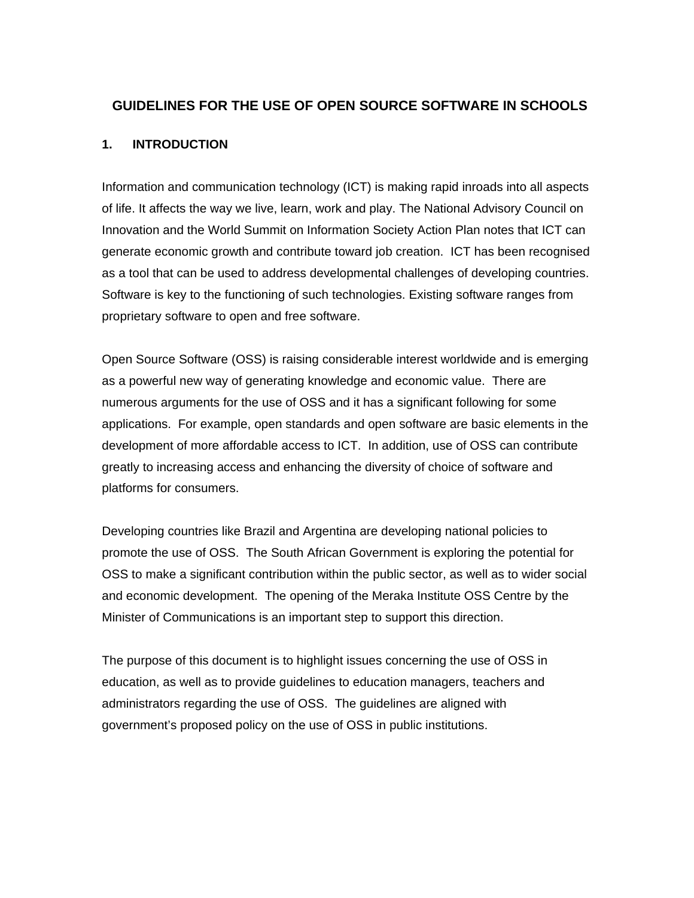# GUIDELINES FOR THE USE OF OPEN SOURCE SOFTWARE IN SCHOOLS

## 1. INTRODUCTION

Information and communication technology (ICT) is making rapid inroads into all aspects of life. It affects the way we live, learn, work and play. The National Advisory Council on Innovation and the World Summit on Information Society Action Plan notes that ICT can generate economic growth and contribute toward job creation. ICT has been recognised as a tool that can be used to address developmental challenges of developing countries. Software is key to the functioning of such technologies. Existing software ranges from proprietary software to open and free software.

Open Source Software (OSS) is raising considerable interest worldwide and is emerging as a powerful new way of generating knowledge and economic value. There are numerous arguments for the use of OSS and it has a significant following for some applications. For example, open standards and open software are basic elements in the development of more affordable access to ICT. In addition, use of OSS can contribute greatly to increasing access and enhancing the diversity of choice of software and platforms for consumers.

Developing countries like Brazil and Argentina are developing national policies to promote the use of OSS. The South African Government is exploring the potential for OSS to make a significant contribution within the public sector, as well as to wider social and economic development. The opening of the Meraka Institute OSS Centre by the Minister of Communications is an important step to support this direction.

The purpose of this document is to highlight issues concerning the use of OSS in education, as well as to provide guidelines to education managers, teachers and administrators regarding the use of OSS. The guidelines are aligned with government's proposed policy on the use of OSS in public institutions.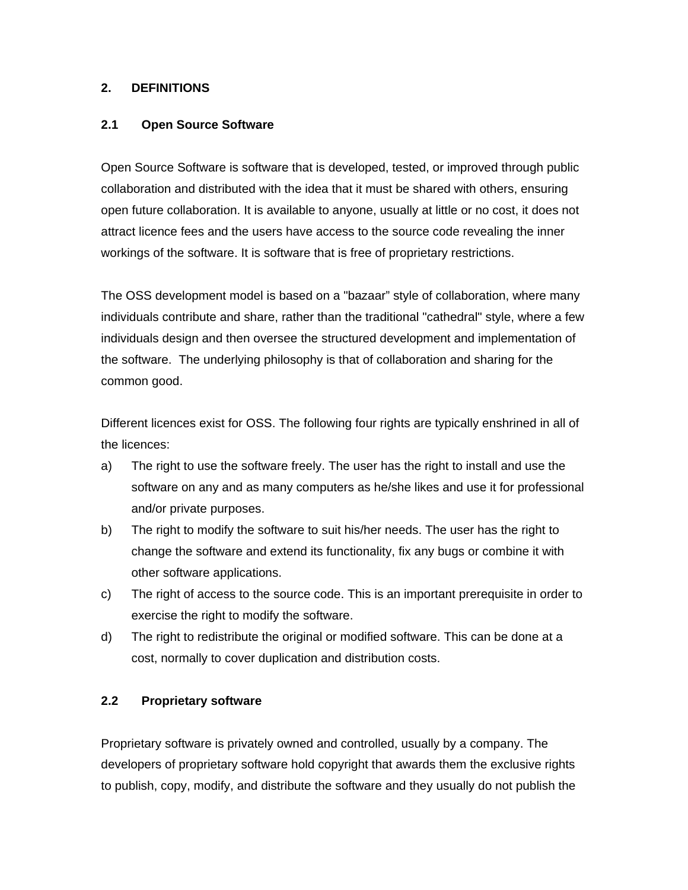## 2. DEFINITIONS

### 2.1 Open Source Software

Open Source Software is software that is developed, tested, or improved through public collaboration and distributed with the idea that it must be shared with others, ensuring open future collaboration. It is available to anyone, usually at little or no cost, it does not attract licence fees and the users have access to the source code revealing the inner workings of the software. It is software that is free of proprietary restrictions.

The OSS development model is based on a "bazaar" style of collaboration, where many individuals contribute and share, rather than the traditional "cathedral" style, where a few individuals design and then oversee the structured development and implementation of the software. The underlying philosophy is that of collaboration and sharing for the common good.

Different licences exist for OSS. The following four rights are typically enshrined in all of the licences:

a) The right to use the software freely. The user has the right to install and use the software on any and as many computers as he/she likes and use it for professional and/or private purposes.
b) The right to modify the software to suit his/her needs. The user has the right to change the software and extend its functionality, fix any bugs or combine it with other software applications.
c) The right of access to the source code. This is an important prerequisite in order to exercise the right to modify the software.
d) The right to redistribute the original or modified software. This can be done at a cost, normally to cover duplication and distribution costs.

### 2.2 Proprietary software

Proprietary software is privately owned and controlled, usually by a company. The developers of proprietary software hold copyright that awards them the exclusive rights to publish, copy, modify, and distribute the software and they usually do not publish the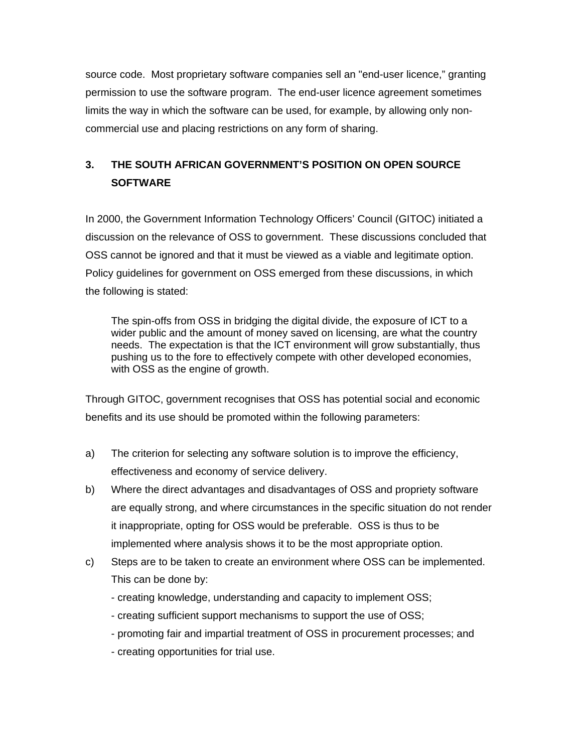source code. Most proprietary software companies sell an "end-user licence," granting permission to use the software program. The end-user licence agreement sometimes limits the way in which the software can be used, for example, by allowing only non-commercial use and placing restrictions on any form of sharing.

## 3. THE SOUTH AFRICAN GOVERNMENT'S POSITION ON OPEN SOURCE SOFTWARE

In 2000, the Government Information Technology Officers' Council (GITOC) initiated a discussion on the relevance of OSS to government. These discussions concluded that OSS cannot be ignored and that it must be viewed as a viable and legitimate option. Policy guidelines for government on OSS emerged from these discussions, in which the following is stated:

> The spin-offs from OSS in bridging the digital divide, the exposure of ICT to a wider public and the amount of money saved on licensing, are what the country needs. The expectation is that the ICT environment will grow substantially, thus pushing us to the fore to effectively compete with other developed economies, with OSS as the engine of growth.

Through GITOC, government recognises that OSS has potential social and economic benefits and its use should be promoted within the following parameters:

a) The criterion for selecting any software solution is to improve the efficiency, effectiveness and economy of service delivery.

b) Where the direct advantages and disadvantages of OSS and propriety software are equally strong, and where circumstances in the specific situation do not render it inappropriate, opting for OSS would be preferable. OSS is thus to be implemented where analysis shows it to be the most appropriate option.

c) Steps are to be taken to create an environment where OSS can be implemented. This can be done by:
   - creating knowledge, understanding and capacity to implement OSS;
   - creating sufficient support mechanisms to support the use of OSS;
   - promoting fair and impartial treatment of OSS in procurement processes; and
   - creating opportunities for trial use.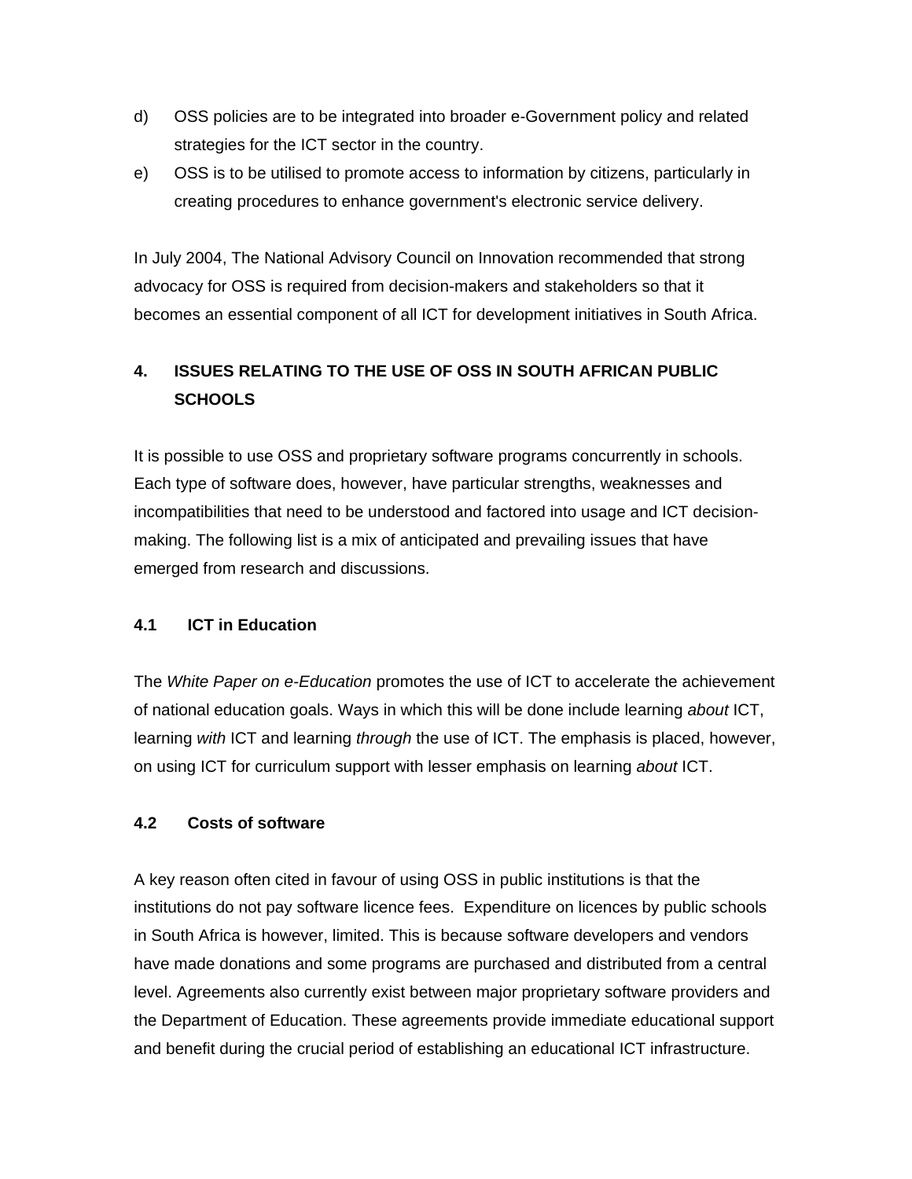d) OSS policies are to be integrated into broader e-Government policy and related strategies for the ICT sector in the country.

e) OSS is to be utilised to promote access to information by citizens, particularly in creating procedures to enhance government's electronic service delivery.

In July 2004, The National Advisory Council on Innovation recommended that strong advocacy for OSS is required from decision-makers and stakeholders so that it becomes an essential component of all ICT for development initiatives in South Africa.

## 4. ISSUES RELATING TO THE USE OF OSS IN SOUTH AFRICAN PUBLIC SCHOOLS

It is possible to use OSS and proprietary software programs concurrently in schools. Each type of software does, however, have particular strengths, weaknesses and incompatibilities that need to be understood and factored into usage and ICT decision-making. The following list is a mix of anticipated and prevailing issues that have emerged from research and discussions.

### 4.1 ICT in Education

The *White Paper on e-Education* promotes the use of ICT to accelerate the achievement of national education goals. Ways in which this will be done include learning *about* ICT, learning *with* ICT and learning *through* the use of ICT. The emphasis is placed, however, on using ICT for curriculum support with lesser emphasis on learning *about* ICT.

### 4.2 Costs of software

A key reason often cited in favour of using OSS in public institutions is that the institutions do not pay software licence fees. Expenditure on licences by public schools in South Africa is however, limited. This is because software developers and vendors have made donations and some programs are purchased and distributed from a central level. Agreements also currently exist between major proprietary software providers and the Department of Education. These agreements provide immediate educational support and benefit during the crucial period of establishing an educational ICT infrastructure.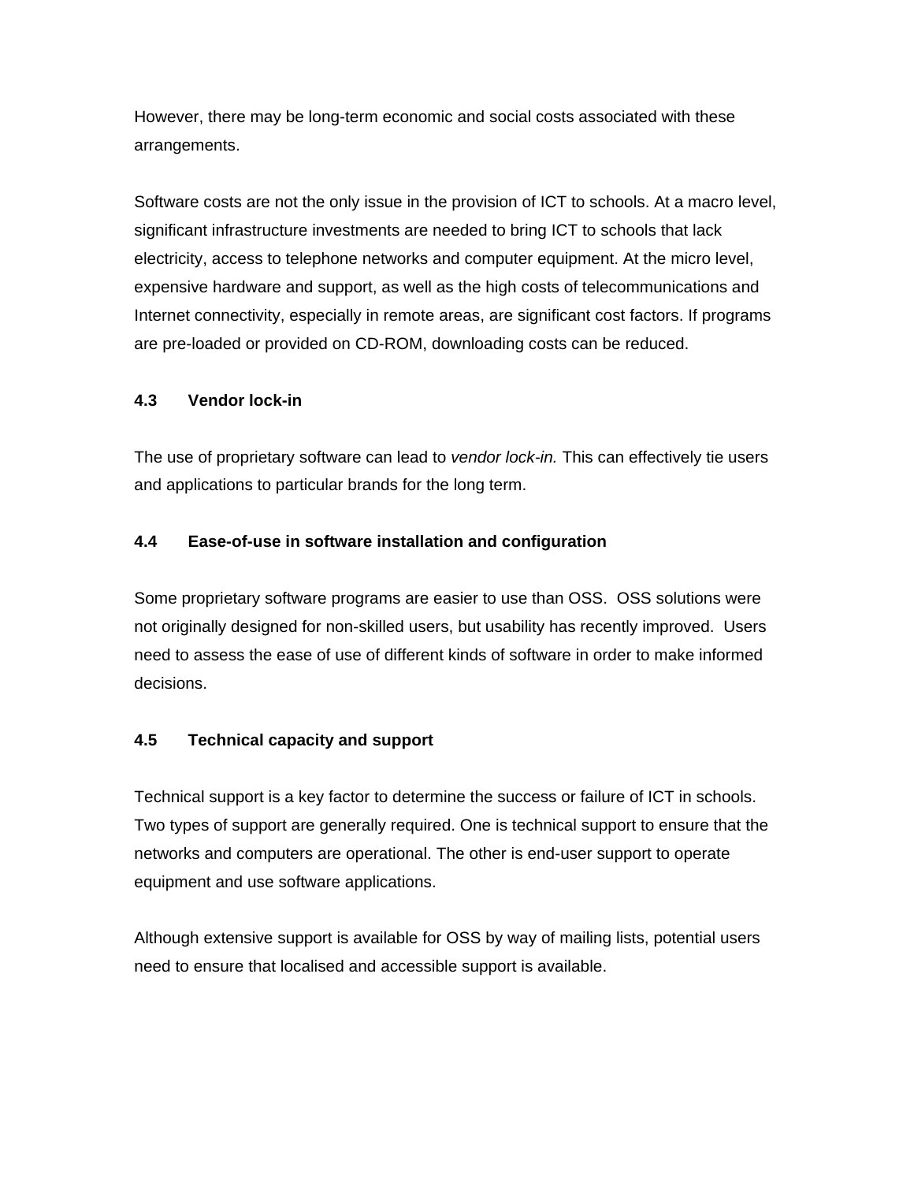However, there may be long-term economic and social costs associated with these arrangements.

Software costs are not the only issue in the provision of ICT to schools. At a macro level, significant infrastructure investments are needed to bring ICT to schools that lack electricity, access to telephone networks and computer equipment. At the micro level, expensive hardware and support, as well as the high costs of telecommunications and Internet connectivity, especially in remote areas, are significant cost factors. If programs are pre-loaded or provided on CD-ROM, downloading costs can be reduced.

### 4.3 Vendor lock-in

The use of proprietary software can lead to *vendor lock-in.* This can effectively tie users and applications to particular brands for the long term.

### 4.4 Ease-of-use in software installation and configuration

Some proprietary software programs are easier to use than OSS. OSS solutions were not originally designed for non-skilled users, but usability has recently improved. Users need to assess the ease of use of different kinds of software in order to make informed decisions.

### 4.5 Technical capacity and support

Technical support is a key factor to determine the success or failure of ICT in schools. Two types of support are generally required. One is technical support to ensure that the networks and computers are operational. The other is end-user support to operate equipment and use software applications.

Although extensive support is available for OSS by way of mailing lists, potential users need to ensure that localised and accessible support is available.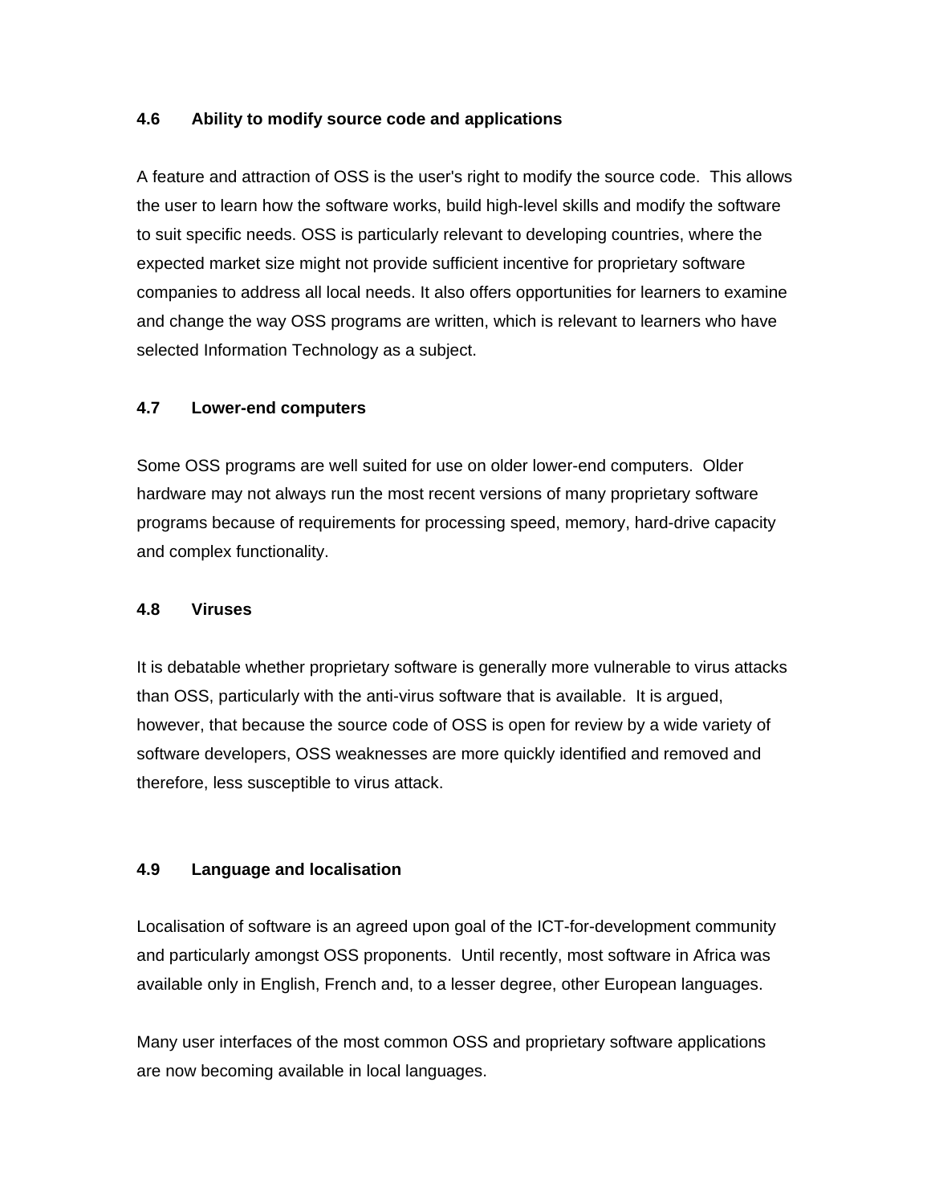### 4.6 Ability to modify source code and applications

A feature and attraction of OSS is the user's right to modify the source code. This allows the user to learn how the software works, build high-level skills and modify the software to suit specific needs. OSS is particularly relevant to developing countries, where the expected market size might not provide sufficient incentive for proprietary software companies to address all local needs. It also offers opportunities for learners to examine and change the way OSS programs are written, which is relevant to learners who have selected Information Technology as a subject.

### 4.7 Lower-end computers

Some OSS programs are well suited for use on older lower-end computers. Older hardware may not always run the most recent versions of many proprietary software programs because of requirements for processing speed, memory, hard-drive capacity and complex functionality.

### 4.8 Viruses

It is debatable whether proprietary software is generally more vulnerable to virus attacks than OSS, particularly with the anti-virus software that is available. It is argued, however, that because the source code of OSS is open for review by a wide variety of software developers, OSS weaknesses are more quickly identified and removed and therefore, less susceptible to virus attack.

### 4.9 Language and localisation

Localisation of software is an agreed upon goal of the ICT-for-development community and particularly amongst OSS proponents. Until recently, most software in Africa was available only in English, French and, to a lesser degree, other European languages.

Many user interfaces of the most common OSS and proprietary software applications are now becoming available in local languages.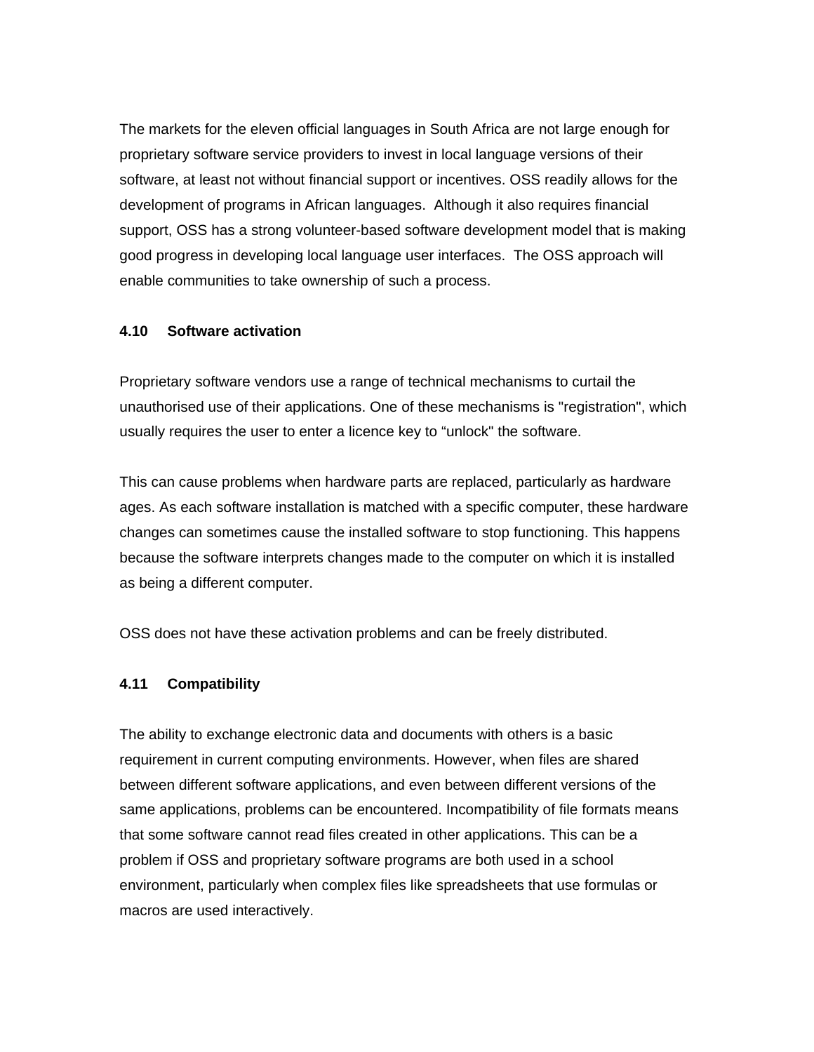The markets for the eleven official languages in South Africa are not large enough for proprietary software service providers to invest in local language versions of their software, at least not without financial support or incentives. OSS readily allows for the development of programs in African languages. Although it also requires financial support, OSS has a strong volunteer-based software development model that is making good progress in developing local language user interfaces. The OSS approach will enable communities to take ownership of such a process.

### 4.10 Software activation

Proprietary software vendors use a range of technical mechanisms to curtail the unauthorised use of their applications. One of these mechanisms is "registration", which usually requires the user to enter a licence key to “unlock" the software.

This can cause problems when hardware parts are replaced, particularly as hardware ages. As each software installation is matched with a specific computer, these hardware changes can sometimes cause the installed software to stop functioning. This happens because the software interprets changes made to the computer on which it is installed as being a different computer.

OSS does not have these activation problems and can be freely distributed.

### 4.11 Compatibility

The ability to exchange electronic data and documents with others is a basic requirement in current computing environments. However, when files are shared between different software applications, and even between different versions of the same applications, problems can be encountered. Incompatibility of file formats means that some software cannot read files created in other applications. This can be a problem if OSS and proprietary software programs are both used in a school environment, particularly when complex files like spreadsheets that use formulas or macros are used interactively.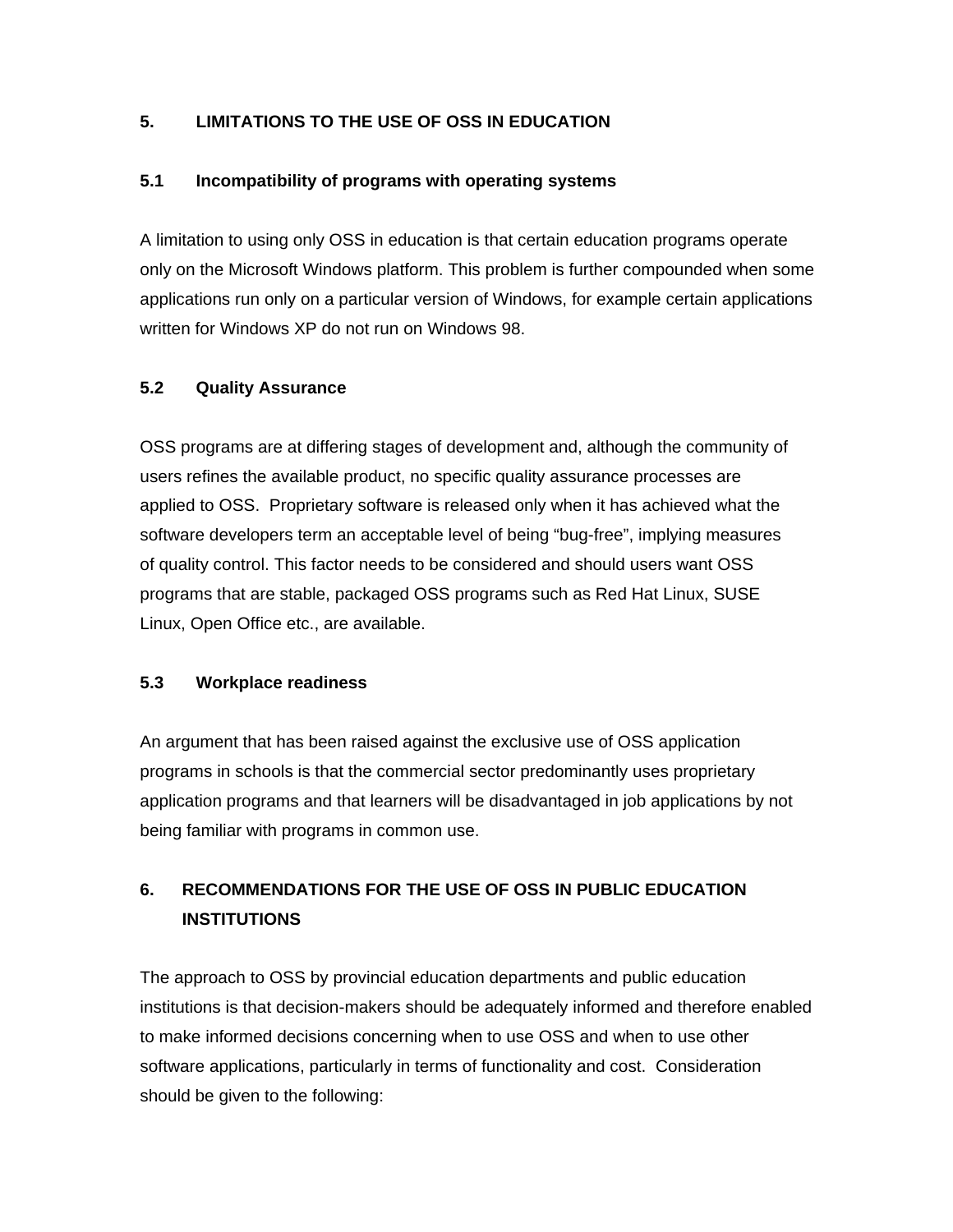## 5. LIMITATIONS TO THE USE OF OSS IN EDUCATION

### 5.1 Incompatibility of programs with operating systems

A limitation to using only OSS in education is that certain education programs operate only on the Microsoft Windows platform. This problem is further compounded when some applications run only on a particular version of Windows, for example certain applications written for Windows XP do not run on Windows 98.

### 5.2 Quality Assurance

OSS programs are at differing stages of development and, although the community of users refines the available product, no specific quality assurance processes are applied to OSS. Proprietary software is released only when it has achieved what the software developers term an acceptable level of being "bug-free", implying measures of quality control. This factor needs to be considered and should users want OSS programs that are stable, packaged OSS programs such as Red Hat Linux, SUSE Linux, Open Office etc., are available.

### 5.3 Workplace readiness

An argument that has been raised against the exclusive use of OSS application programs in schools is that the commercial sector predominantly uses proprietary application programs and that learners will be disadvantaged in job applications by not being familiar with programs in common use.

## 6. RECOMMENDATIONS FOR THE USE OF OSS IN PUBLIC EDUCATION INSTITUTIONS

The approach to OSS by provincial education departments and public education institutions is that decision-makers should be adequately informed and therefore enabled to make informed decisions concerning when to use OSS and when to use other software applications, particularly in terms of functionality and cost. Consideration should be given to the following: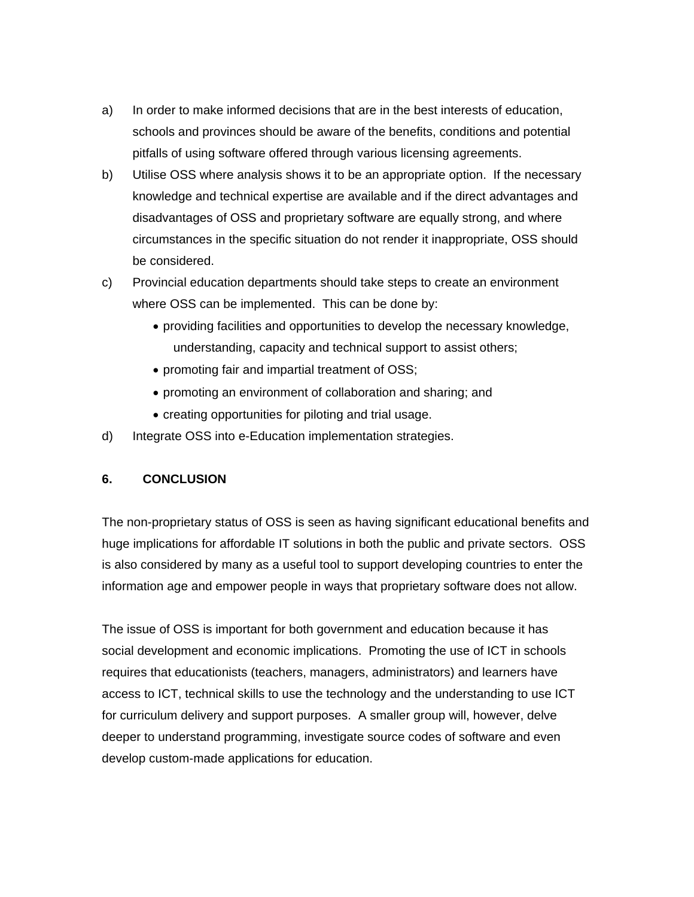a) In order to make informed decisions that are in the best interests of education, schools and provinces should be aware of the benefits, conditions and potential pitfalls of using software offered through various licensing agreements.

b) Utilise OSS where analysis shows it to be an appropriate option. If the necessary knowledge and technical expertise are available and if the direct advantages and disadvantages of OSS and proprietary software are equally strong, and where circumstances in the specific situation do not render it inappropriate, OSS should be considered.

c) Provincial education departments should take steps to create an environment where OSS can be implemented. This can be done by:

   - providing facilities and opportunities to develop the necessary knowledge, understanding, capacity and technical support to assist others;
   - promoting fair and impartial treatment of OSS;
   - promoting an environment of collaboration and sharing; and
   - creating opportunities for piloting and trial usage.

d) Integrate OSS into e-Education implementation strategies.

## 6. CONCLUSION

The non-proprietary status of OSS is seen as having significant educational benefits and huge implications for affordable IT solutions in both the public and private sectors. OSS is also considered by many as a useful tool to support developing countries to enter the information age and empower people in ways that proprietary software does not allow.

The issue of OSS is important for both government and education because it has social development and economic implications. Promoting the use of ICT in schools requires that educationists (teachers, managers, administrators) and learners have access to ICT, technical skills to use the technology and the understanding to use ICT for curriculum delivery and support purposes. A smaller group will, however, delve deeper to understand programming, investigate source codes of software and even develop custom-made applications for education.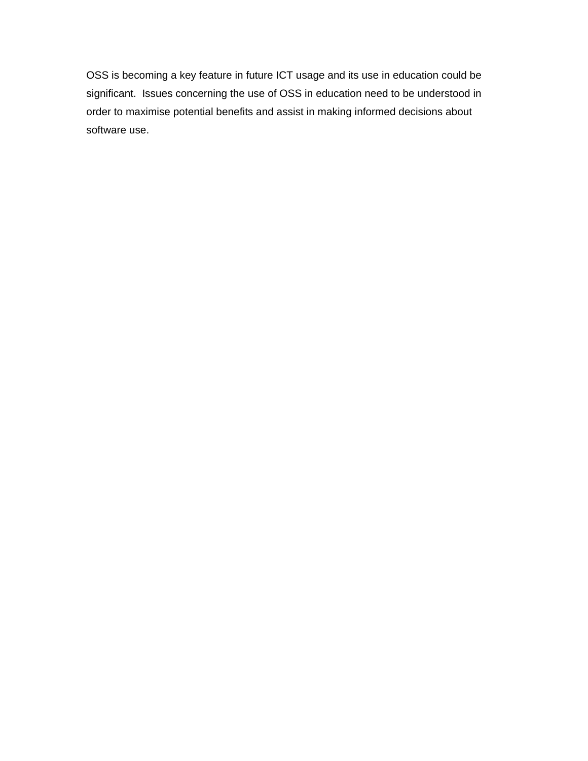OSS is becoming a key feature in future ICT usage and its use in education could be significant.  Issues concerning the use of OSS in education need to be understood in order to maximise potential benefits and assist in making informed decisions about software use.